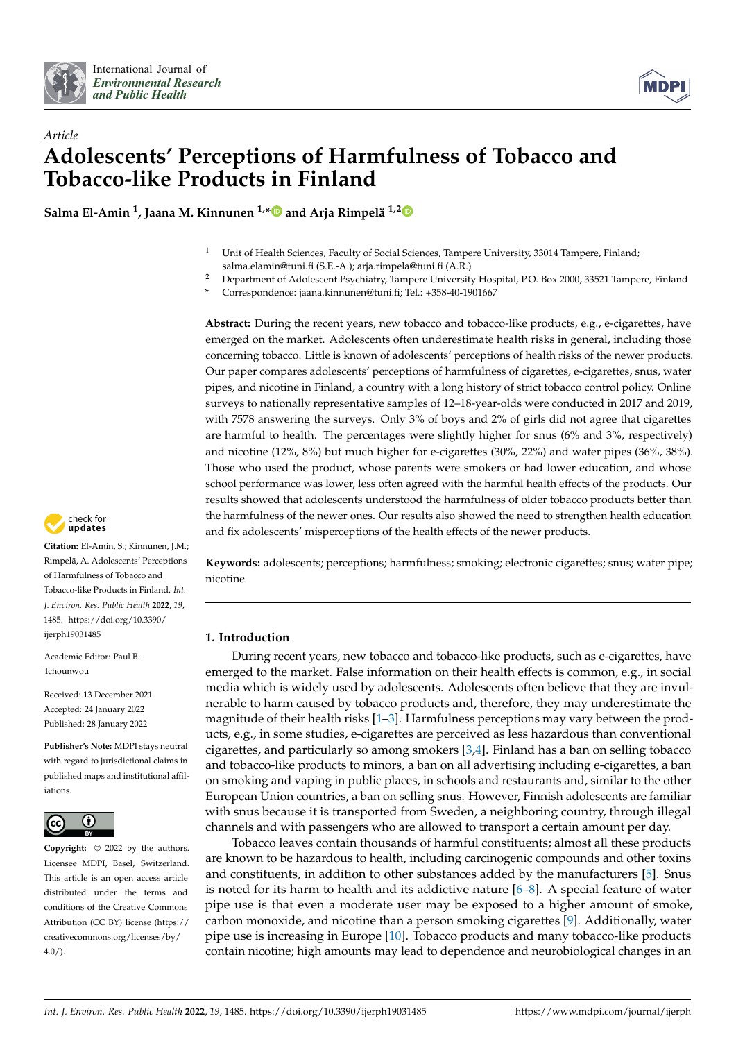International Journal of *Environmental Research and Public Health*

*Article*

# Adolescents' Perceptions of Harmfulness of Tobacco and Tobacco-like Products in Finland

**Salma El-Amin [1], Jaana M. Kinnunen [1,*] and Arja Rimpelä [1,2]**

[1] Unit of Health Sciences, Faculty of Social Sciences, Tampere University, 33014 Tampere, Finland; salma.elamin@tuni.fi (S.E.-A.); arja.rimpela@tuni.fi (A.R.)

[2] Department of Adolescent Psychiatry, Tampere University Hospital, P.O. Box 2000, 33521 Tampere, Finland

\* Correspondence: jaana.kinnunen@tuni.fi; Tel.: +358-40-1901667

**Abstract:** During the recent years, new tobacco and tobacco-like products, e.g., e-cigarettes, have emerged on the market. Adolescents often underestimate health risks in general, including those concerning tobacco. Little is known of adolescents' perceptions of health risks of the newer products. Our paper compares adolescents' perceptions of harmfulness of cigarettes, e-cigarettes, snus, water pipes, and nicotine in Finland, a country with a long history of strict tobacco control policy. Online surveys to nationally representative samples of 12–18-year-olds were conducted in 2017 and 2019, with 7578 answering the surveys. Only 3% of boys and 2% of girls did not agree that cigarettes are harmful to health. The percentages were slightly higher for snus (6% and 3%, respectively) and nicotine (12%, 8%) but much higher for e-cigarettes (30%, 22%) and water pipes (36%, 38%). Those who used the product, whose parents were smokers or had lower education, and whose school performance was lower, less often agreed with the harmful health effects of the products. Our results showed that adolescents understood the harmfulness of older tobacco products better than the harmfulness of the newer ones. Our results also showed the need to strengthen health education and fix adolescents' misperceptions of the health effects of the newer products.

**Keywords:** adolescents; perceptions; harmfulness; smoking; electronic cigarettes; snus; water pipe; nicotine

**Citation:** El-Amin, S.; Kinnunen, J.M.; Rimpelä, A. Adolescents' Perceptions of Harmfulness of Tobacco and Tobacco-like Products in Finland. *Int. J. Environ. Res. Public Health* **2022**, *19*, 1485. https://doi.org/10.3390/ijerph19031485

Academic Editor: Paul B. Tchounwou

Received: 13 December 2021
Accepted: 24 January 2022
Published: 28 January 2022

**Publisher's Note:** MDPI stays neutral with regard to jurisdictional claims in published maps and institutional affiliations.

**Copyright:** © 2022 by the authors. Licensee MDPI, Basel, Switzerland. This article is an open access article distributed under the terms and conditions of the Creative Commons Attribution (CC BY) license (https://creativecommons.org/licenses/by/4.0/).

## 1. Introduction

During recent years, new tobacco and tobacco-like products, such as e-cigarettes, have emerged to the market. False information on their health effects is common, e.g., in social media which is widely used by adolescents. Adolescents often believe that they are invulnerable to harm caused by tobacco products and, therefore, they may underestimate the magnitude of their health risks [1–3]. Harmfulness perceptions may vary between the products, e.g., in some studies, e-cigarettes are perceived as less hazardous than conventional cigarettes, and particularly so among smokers [3,4]. Finland has a ban on selling tobacco and tobacco-like products to minors, a ban on all advertising including e-cigarettes, a ban on smoking and vaping in public places, in schools and restaurants and, similar to the other European Union countries, a ban on selling snus. However, Finnish adolescents are familiar with snus because it is transported from Sweden, a neighboring country, through illegal channels and with passengers who are allowed to transport a certain amount per day.

Tobacco leaves contain thousands of harmful constituents; almost all these products are known to be hazardous to health, including carcinogenic compounds and other toxins and constituents, in addition to other substances added by the manufacturers [5]. Snus is noted for its harm to health and its addictive nature [6–8]. A special feature of water pipe use is that even a moderate user may be exposed to a higher amount of smoke, carbon monoxide, and nicotine than a person smoking cigarettes [9]. Additionally, water pipe use is increasing in Europe [10]. Tobacco products and many tobacco-like products contain nicotine; high amounts may lead to dependence and neurobiological changes in an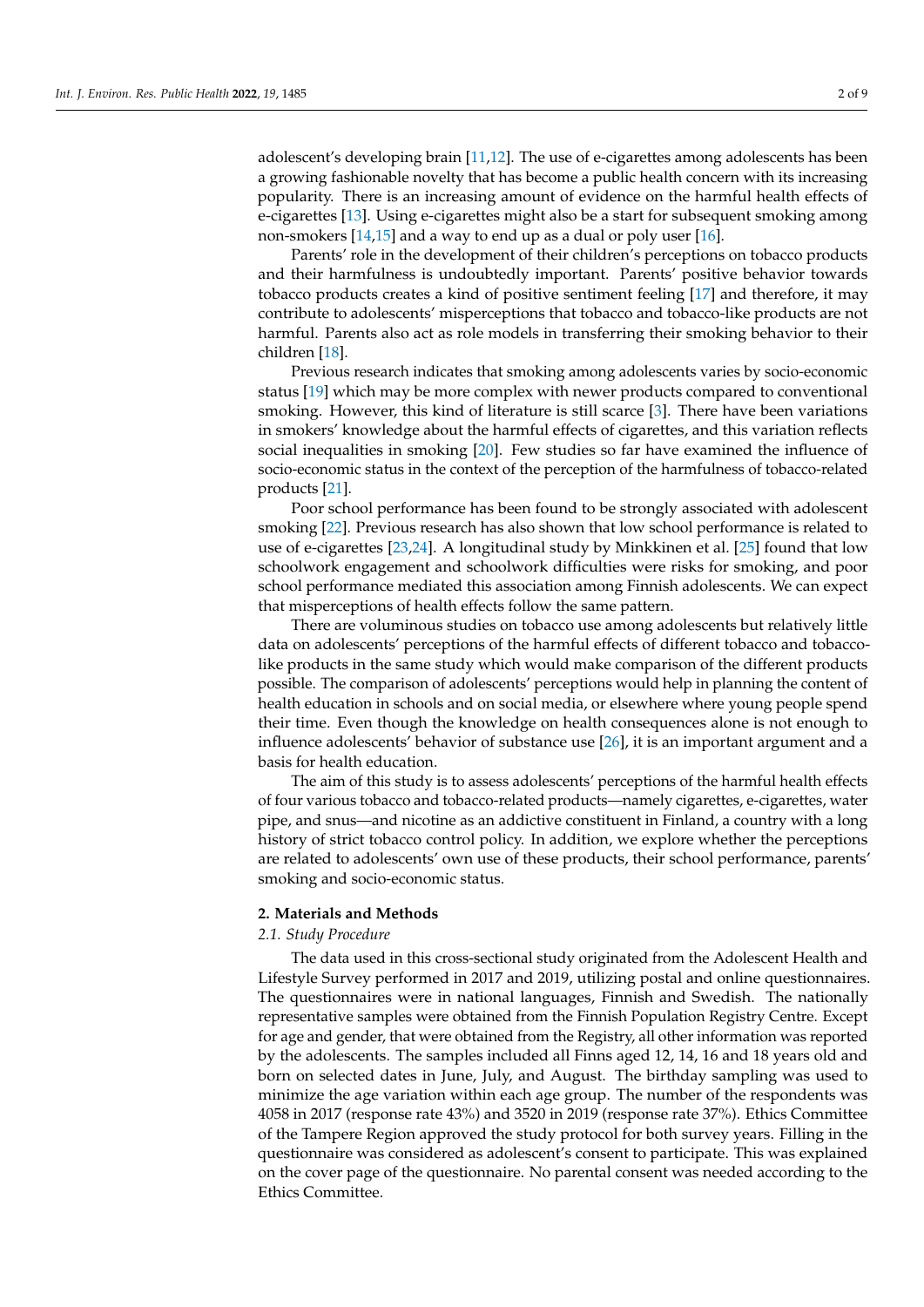adolescent's developing brain [11,12]. The use of e-cigarettes among adolescents has been a growing fashionable novelty that has become a public health concern with its increasing popularity. There is an increasing amount of evidence on the harmful health effects of e-cigarettes [13]. Using e-cigarettes might also be a start for subsequent smoking among non-smokers [14,15] and a way to end up as a dual or poly user [16].

Parents' role in the development of their children's perceptions on tobacco products and their harmfulness is undoubtedly important. Parents' positive behavior towards tobacco products creates a kind of positive sentiment feeling [17] and therefore, it may contribute to adolescents' misperceptions that tobacco and tobacco-like products are not harmful. Parents also act as role models in transferring their smoking behavior to their children [18].

Previous research indicates that smoking among adolescents varies by socio-economic status [19] which may be more complex with newer products compared to conventional smoking. However, this kind of literature is still scarce [3]. There have been variations in smokers' knowledge about the harmful effects of cigarettes, and this variation reflects social inequalities in smoking [20]. Few studies so far have examined the influence of socio-economic status in the context of the perception of the harmfulness of tobacco-related products [21].

Poor school performance has been found to be strongly associated with adolescent smoking [22]. Previous research has also shown that low school performance is related to use of e-cigarettes [23,24]. A longitudinal study by Minkkinen et al. [25] found that low schoolwork engagement and schoolwork difficulties were risks for smoking, and poor school performance mediated this association among Finnish adolescents. We can expect that misperceptions of health effects follow the same pattern.

There are voluminous studies on tobacco use among adolescents but relatively little data on adolescents' perceptions of the harmful effects of different tobacco and tobacco-like products in the same study which would make comparison of the different products possible. The comparison of adolescents' perceptions would help in planning the content of health education in schools and on social media, or elsewhere where young people spend their time. Even though the knowledge on health consequences alone is not enough to influence adolescents' behavior of substance use [26], it is an important argument and a basis for health education.

The aim of this study is to assess adolescents' perceptions of the harmful health effects of four various tobacco and tobacco-related products—namely cigarettes, e-cigarettes, water pipe, and snus—and nicotine as an addictive constituent in Finland, a country with a long history of strict tobacco control policy. In addition, we explore whether the perceptions are related to adolescents' own use of these products, their school performance, parents' smoking and socio-economic status.

## 2. Materials and Methods

### 2.1. Study Procedure

The data used in this cross-sectional study originated from the Adolescent Health and Lifestyle Survey performed in 2017 and 2019, utilizing postal and online questionnaires. The questionnaires were in national languages, Finnish and Swedish. The nationally representative samples were obtained from the Finnish Population Registry Centre. Except for age and gender, that were obtained from the Registry, all other information was reported by the adolescents. The samples included all Finns aged 12, 14, 16 and 18 years old and born on selected dates in June, July, and August. The birthday sampling was used to minimize the age variation within each age group. The number of the respondents was 4058 in 2017 (response rate 43%) and 3520 in 2019 (response rate 37%). Ethics Committee of the Tampere Region approved the study protocol for both survey years. Filling in the questionnaire was considered as adolescent's consent to participate. This was explained on the cover page of the questionnaire. No parental consent was needed according to the Ethics Committee.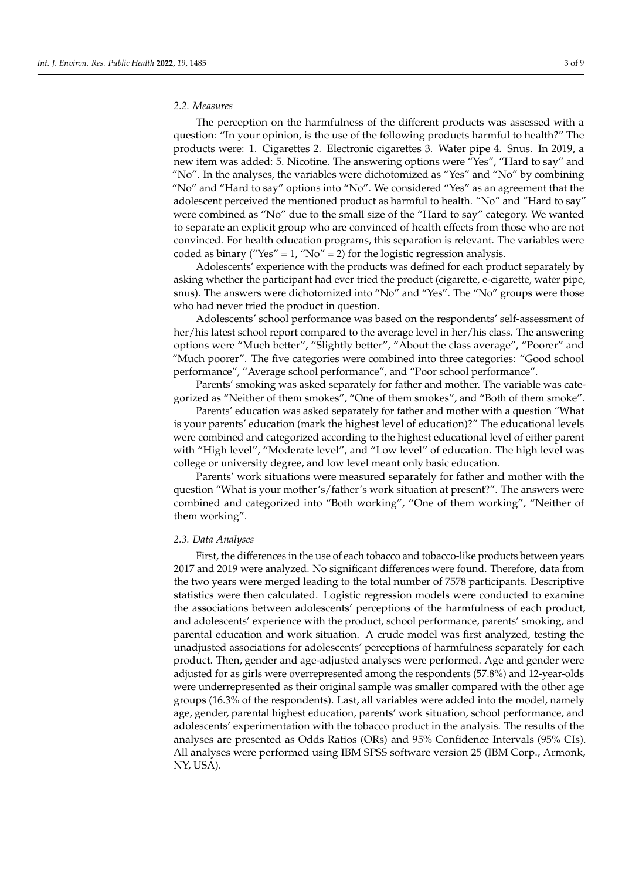### 2.2. Measures

The perception on the harmfulness of the different products was assessed with a question: "In your opinion, is the use of the following products harmful to health?" The products were: 1. Cigarettes 2. Electronic cigarettes 3. Water pipe 4. Snus. In 2019, a new item was added: 5. Nicotine. The answering options were "Yes", "Hard to say" and "No". In the analyses, the variables were dichotomized as "Yes" and "No" by combining "No" and "Hard to say" options into "No". We considered "Yes" as an agreement that the adolescent perceived the mentioned product as harmful to health. "No" and "Hard to say" were combined as "No" due to the small size of the "Hard to say" category. We wanted to separate an explicit group who are convinced of health effects from those who are not convinced. For health education programs, this separation is relevant. The variables were coded as binary ("Yes" = 1, "No" = 2) for the logistic regression analysis.

Adolescents' experience with the products was defined for each product separately by asking whether the participant had ever tried the product (cigarette, e-cigarette, water pipe, snus). The answers were dichotomized into "No" and "Yes". The "No" groups were those who had never tried the product in question.

Adolescents' school performance was based on the respondents' self-assessment of her/his latest school report compared to the average level in her/his class. The answering options were "Much better", "Slightly better", "About the class average", "Poorer" and "Much poorer". The five categories were combined into three categories: "Good school performance", "Average school performance", and "Poor school performance".

Parents' smoking was asked separately for father and mother. The variable was categorized as "Neither of them smokes", "One of them smokes", and "Both of them smoke".

Parents' education was asked separately for father and mother with a question "What is your parents' education (mark the highest level of education)?" The educational levels were combined and categorized according to the highest educational level of either parent with "High level", "Moderate level", and "Low level" of education. The high level was college or university degree, and low level meant only basic education.

Parents' work situations were measured separately for father and mother with the question "What is your mother's/father's work situation at present?". The answers were combined and categorized into "Both working", "One of them working", "Neither of them working".

### 2.3. Data Analyses

First, the differences in the use of each tobacco and tobacco-like products between years 2017 and 2019 were analyzed. No significant differences were found. Therefore, data from the two years were merged leading to the total number of 7578 participants. Descriptive statistics were then calculated. Logistic regression models were conducted to examine the associations between adolescents' perceptions of the harmfulness of each product, and adolescents' experience with the product, school performance, parents' smoking, and parental education and work situation. A crude model was first analyzed, testing the unadjusted associations for adolescents' perceptions of harmfulness separately for each product. Then, gender and age-adjusted analyses were performed. Age and gender were adjusted for as girls were overrepresented among the respondents (57.8%) and 12-year-olds were underrepresented as their original sample was smaller compared with the other age groups (16.3% of the respondents). Last, all variables were added into the model, namely age, gender, parental highest education, parents' work situation, school performance, and adolescents' experimentation with the tobacco product in the analysis. The results of the analyses are presented as Odds Ratios (ORs) and 95% Confidence Intervals (95% CIs). All analyses were performed using IBM SPSS software version 25 (IBM Corp., Armonk, NY, USA).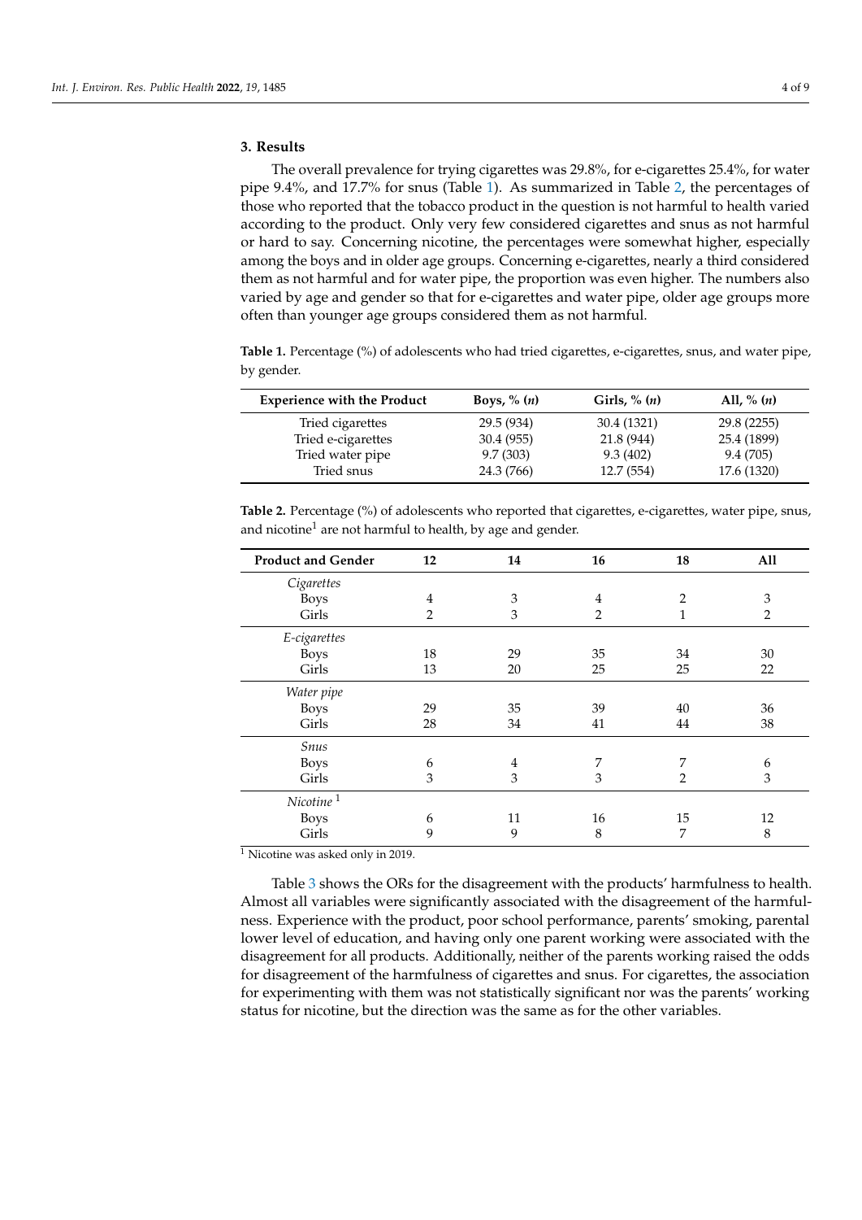## 3. Results

The overall prevalence for trying cigarettes was 29.8%, for e-cigarettes 25.4%, for water pipe 9.4%, and 17.7% for snus (Table 1). As summarized in Table 2, the percentages of those who reported that the tobacco product in the question is not harmful to health varied according to the product. Only very few considered cigarettes and snus as not harmful or hard to say. Concerning nicotine, the percentages were somewhat higher, especially among the boys and in older age groups. Concerning e-cigarettes, nearly a third considered them as not harmful and for water pipe, the proportion was even higher. The numbers also varied by age and gender so that for e-cigarettes and water pipe, older age groups more often than younger age groups considered them as not harmful.

**Table 1.** Percentage (%) of adolescents who had tried cigarettes, e-cigarettes, snus, and water pipe, by gender.

| Experience with the Product | Boys, % (*n*) | Girls, % (*n*) | All, % (*n*) |
|---|---|---|---|
| Tried cigarettes | 29.5 (934) | 30.4 (1321) | 29.8 (2255) |
| Tried e-cigarettes | 30.4 (955) | 21.8 (944) | 25.4 (1899) |
| Tried water pipe | 9.7 (303) | 9.3 (402) | 9.4 (705) |
| Tried snus | 24.3 (766) | 12.7 (554) | 17.6 (1320) |

**Table 2.** Percentage (%) of adolescents who reported that cigarettes, e-cigarettes, water pipe, snus, and nicotine[1] are not harmful to health, by age and gender.

| Product and Gender | 12 | 14 | 16 | 18 | All |
|---|---|---|---|---|---|
| *Cigarettes* | | | | | |
| Boys | 4 | 3 | 4 | 2 | 3 |
| Girls | 2 | 3 | 2 | 1 | 2 |
| *E-cigarettes* | | | | | |
| Boys | 18 | 29 | 35 | 34 | 30 |
| Girls | 13 | 20 | 25 | 25 | 22 |
| *Water pipe* | | | | | |
| Boys | 29 | 35 | 39 | 40 | 36 |
| Girls | 28 | 34 | 41 | 44 | 38 |
| *Snus* | | | | | |
| Boys | 6 | 4 | 7 | 7 | 6 |
| Girls | 3 | 3 | 3 | 2 | 3 |
| *Nicotine* [1] | | | | | |
| Boys | 6 | 11 | 16 | 15 | 12 |
| Girls | 9 | 9 | 8 | 7 | 8 |

[1] Nicotine was asked only in 2019.

Table 3 shows the ORs for the disagreement with the products' harmfulness to health. Almost all variables were significantly associated with the disagreement of the harmfulness. Experience with the product, poor school performance, parents' smoking, parental lower level of education, and having only one parent working were associated with the disagreement for all products. Additionally, neither of the parents working raised the odds for disagreement of the harmfulness of cigarettes and snus. For cigarettes, the association for experimenting with them was not statistically significant nor was the parents' working status for nicotine, but the direction was the same as for the other variables.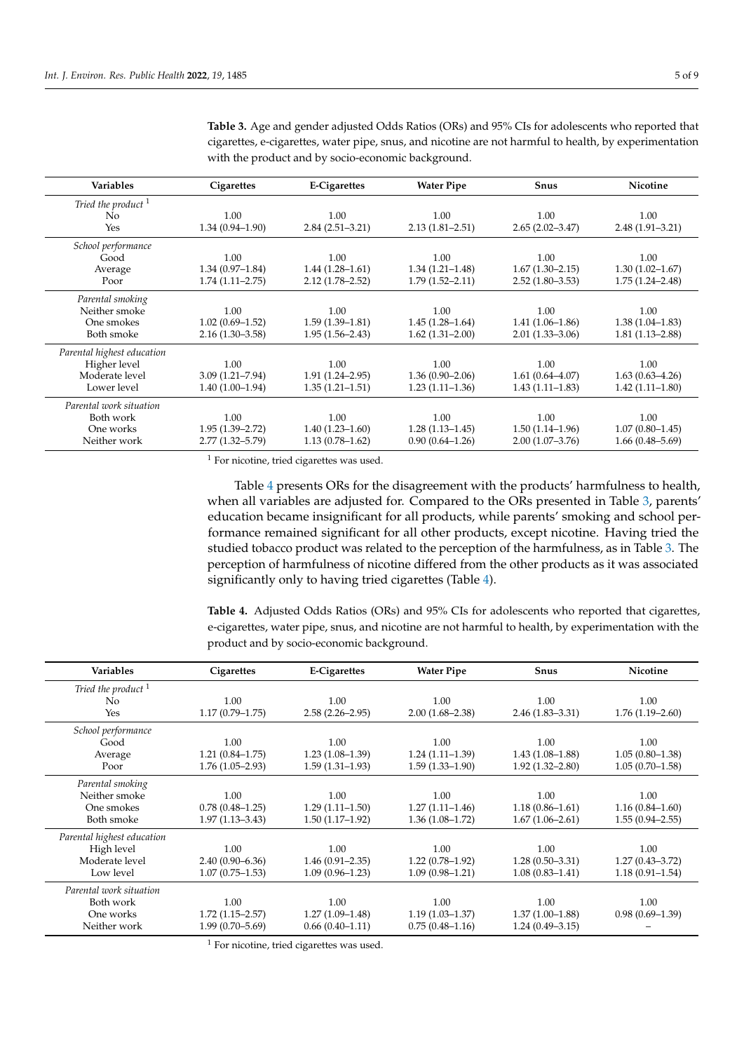**Table 3.** Age and gender adjusted Odds Ratios (ORs) and 95% CIs for adolescents who reported that cigarettes, e-cigarettes, water pipe, snus, and nicotine are not harmful to health, by experimentation with the product and by socio-economic background.

| Variables | Cigarettes | E-Cigarettes | Water Pipe | Snus | Nicotine |
|---|---|---|---|---|---|
| *Tried the product* [1] | | | | | |
| No | 1.00 | 1.00 | 1.00 | 1.00 | 1.00 |
| Yes | 1.34 (0.94–1.90) | 2.84 (2.51–3.21) | 2.13 (1.81–2.51) | 2.65 (2.02–3.47) | 2.48 (1.91–3.21) |
| *School performance* | | | | | |
| Good | 1.00 | 1.00 | 1.00 | 1.00 | 1.00 |
| Average | 1.34 (0.97–1.84) | 1.44 (1.28–1.61) | 1.34 (1.21–1.48) | 1.67 (1.30–2.15) | 1.30 (1.02–1.67) |
| Poor | 1.74 (1.11–2.75) | 2.12 (1.78–2.52) | 1.79 (1.52–2.11) | 2.52 (1.80–3.53) | 1.75 (1.24–2.48) |
| *Parental smoking* | | | | | |
| Neither smoke | 1.00 | 1.00 | 1.00 | 1.00 | 1.00 |
| One smokes | 1.02 (0.69–1.52) | 1.59 (1.39–1.81) | 1.45 (1.28–1.64) | 1.41 (1.06–1.86) | 1.38 (1.04–1.83) |
| Both smoke | 2.16 (1.30–3.58) | 1.95 (1.56–2.43) | 1.62 (1.31–2.00) | 2.01 (1.33–3.06) | 1.81 (1.13–2.88) |
| *Parental highest education* | | | | | |
| Higher level | 1.00 | 1.00 | 1.00 | 1.00 | 1.00 |
| Moderate level | 3.09 (1.21–7.94) | 1.91 (1.24–2.95) | 1.36 (0.90–2.06) | 1.61 (0.64–4.07) | 1.63 (0.63–4.26) |
| Lower level | 1.40 (1.00–1.94) | 1.35 (1.21–1.51) | 1.23 (1.11–1.36) | 1.43 (1.11–1.83) | 1.42 (1.11–1.80) |
| *Parental work situation* | | | | | |
| Both work | 1.00 | 1.00 | 1.00 | 1.00 | 1.00 |
| One works | 1.95 (1.39–2.72) | 1.40 (1.23–1.60) | 1.28 (1.13–1.45) | 1.50 (1.14–1.96) | 1.07 (0.80–1.45) |
| Neither work | 2.77 (1.32–5.79) | 1.13 (0.78–1.62) | 0.90 (0.64–1.26) | 2.00 (1.07–3.76) | 1.66 (0.48–5.69) |

[1] For nicotine, tried cigarettes was used.

Table 4 presents ORs for the disagreement with the products' harmfulness to health, when all variables are adjusted for. Compared to the ORs presented in Table 3, parents' education became insignificant for all products, while parents' smoking and school performance remained significant for all other products, except nicotine. Having tried the studied tobacco product was related to the perception of the harmfulness, as in Table 3. The perception of harmfulness of nicotine differed from the other products as it was associated significantly only to having tried cigarettes (Table 4).

**Table 4.** Adjusted Odds Ratios (ORs) and 95% CIs for adolescents who reported that cigarettes, e-cigarettes, water pipe, snus, and nicotine are not harmful to health, by experimentation with the product and by socio-economic background.

| Variables | Cigarettes | E-Cigarettes | Water Pipe | Snus | Nicotine |
|---|---|---|---|---|---|
| *Tried the product* [1] | | | | | |
| No | 1.00 | 1.00 | 1.00 | 1.00 | 1.00 |
| Yes | 1.17 (0.79–1.75) | 2.58 (2.26–2.95) | 2.00 (1.68–2.38) | 2.46 (1.83–3.31) | 1.76 (1.19–2.60) |
| *School performance* | | | | | |
| Good | 1.00 | 1.00 | 1.00 | 1.00 | 1.00 |
| Average | 1.21 (0.84–1.75) | 1.23 (1.08–1.39) | 1.24 (1.11–1.39) | 1.43 (1.08–1.88) | 1.05 (0.80–1.38) |
| Poor | 1.76 (1.05–2.93) | 1.59 (1.31–1.93) | 1.59 (1.33–1.90) | 1.92 (1.32–2.80) | 1.05 (0.70–1.58) |
| *Parental smoking* | | | | | |
| Neither smoke | 1.00 | 1.00 | 1.00 | 1.00 | 1.00 |
| One smokes | 0.78 (0.48–1.25) | 1.29 (1.11–1.50) | 1.27 (1.11–1.46) | 1.18 (0.86–1.61) | 1.16 (0.84–1.60) |
| Both smoke | 1.97 (1.13–3.43) | 1.50 (1.17–1.92) | 1.36 (1.08–1.72) | 1.67 (1.06–2.61) | 1.55 (0.94–2.55) |
| *Parental highest education* | | | | | |
| High level | 1.00 | 1.00 | 1.00 | 1.00 | 1.00 |
| Moderate level | 2.40 (0.90–6.36) | 1.46 (0.91–2.35) | 1.22 (0.78–1.92) | 1.28 (0.50–3.31) | 1.27 (0.43–3.72) |
| Low level | 1.07 (0.75–1.53) | 1.09 (0.96–1.23) | 1.09 (0.98–1.21) | 1.08 (0.83–1.41) | 1.18 (0.91–1.54) |
| *Parental work situation* | | | | | |
| Both work | 1.00 | 1.00 | 1.00 | 1.00 | 1.00 |
| One works | 1.72 (1.15–2.57) | 1.27 (1.09–1.48) | 1.19 (1.03–1.37) | 1.37 (1.00–1.88) | 0.98 (0.69–1.39) |
| Neither work | 1.99 (0.70–5.69) | 0.66 (0.40–1.11) | 0.75 (0.48–1.16) | 1.24 (0.49–3.15) | – |

[1] For nicotine, tried cigarettes was used.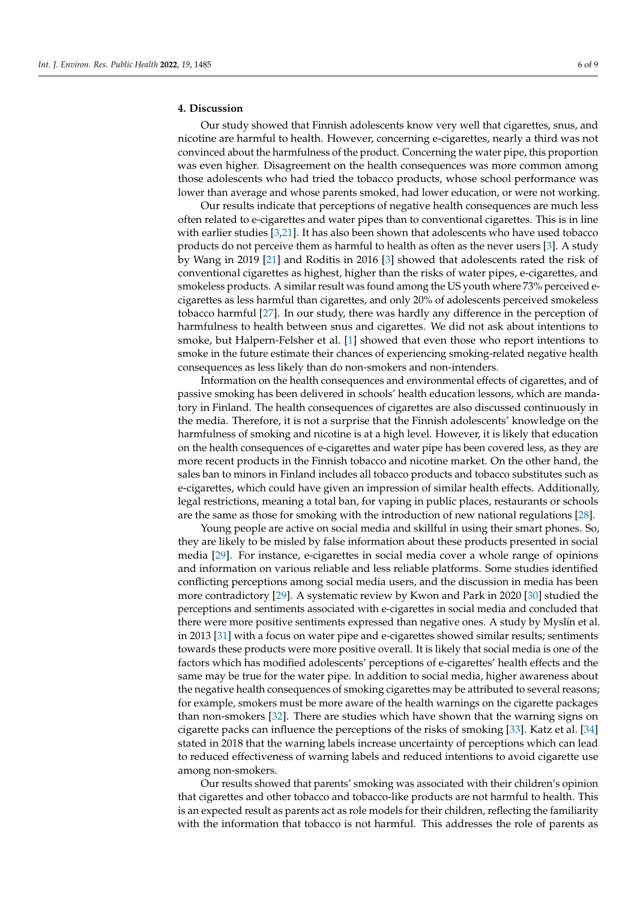## 4. Discussion

Our study showed that Finnish adolescents know very well that cigarettes, snus, and nicotine are harmful to health. However, concerning e-cigarettes, nearly a third was not convinced about the harmfulness of the product. Concerning the water pipe, this proportion was even higher. Disagreement on the health consequences was more common among those adolescents who had tried the tobacco products, whose school performance was lower than average and whose parents smoked, had lower education, or were not working.

Our results indicate that perceptions of negative health consequences are much less often related to e-cigarettes and water pipes than to conventional cigarettes. This is in line with earlier studies [3,21]. It has also been shown that adolescents who have used tobacco products do not perceive them as harmful to health as often as the never users [3]. A study by Wang in 2019 [21] and Roditis in 2016 [3] showed that adolescents rated the risk of conventional cigarettes as highest, higher than the risks of water pipes, e-cigarettes, and smokeless products. A similar result was found among the US youth where 73% perceived e-cigarettes as less harmful than cigarettes, and only 20% of adolescents perceived smokeless tobacco harmful [27]. In our study, there was hardly any difference in the perception of harmfulness to health between snus and cigarettes. We did not ask about intentions to smoke, but Halpern-Felsher et al. [1] showed that even those who report intentions to smoke in the future estimate their chances of experiencing smoking-related negative health consequences as less likely than do non-smokers and non-intenders.

Information on the health consequences and environmental effects of cigarettes, and of passive smoking has been delivered in schools' health education lessons, which are mandatory in Finland. The health consequences of cigarettes are also discussed continuously in the media. Therefore, it is not a surprise that the Finnish adolescents' knowledge on the harmfulness of smoking and nicotine is at a high level. However, it is likely that education on the health consequences of e-cigarettes and water pipe has been covered less, as they are more recent products in the Finnish tobacco and nicotine market. On the other hand, the sales ban to minors in Finland includes all tobacco products and tobacco substitutes such as e-cigarettes, which could have given an impression of similar health effects. Additionally, legal restrictions, meaning a total ban, for vaping in public places, restaurants or schools are the same as those for smoking with the introduction of new national regulations [28].

Young people are active on social media and skillful in using their smart phones. So, they are likely to be misled by false information about these products presented in social media [29]. For instance, e-cigarettes in social media cover a whole range of opinions and information on various reliable and less reliable platforms. Some studies identified conflicting perceptions among social media users, and the discussion in media has been more contradictory [29]. A systematic review by Kwon and Park in 2020 [30] studied the perceptions and sentiments associated with e-cigarettes in social media and concluded that there were more positive sentiments expressed than negative ones. A study by Myslín et al. in 2013 [31] with a focus on water pipe and e-cigarettes showed similar results; sentiments towards these products were more positive overall. It is likely that social media is one of the factors which has modified adolescents' perceptions of e-cigarettes' health effects and the same may be true for the water pipe. In addition to social media, higher awareness about the negative health consequences of smoking cigarettes may be attributed to several reasons; for example, smokers must be more aware of the health warnings on the cigarette packages than non-smokers [32]. There are studies which have shown that the warning signs on cigarette packs can influence the perceptions of the risks of smoking [33]. Katz et al. [34] stated in 2018 that the warning labels increase uncertainty of perceptions which can lead to reduced effectiveness of warning labels and reduced intentions to avoid cigarette use among non-smokers.

Our results showed that parents' smoking was associated with their children's opinion that cigarettes and other tobacco and tobacco-like products are not harmful to health. This is an expected result as parents act as role models for their children, reflecting the familiarity with the information that tobacco is not harmful. This addresses the role of parents as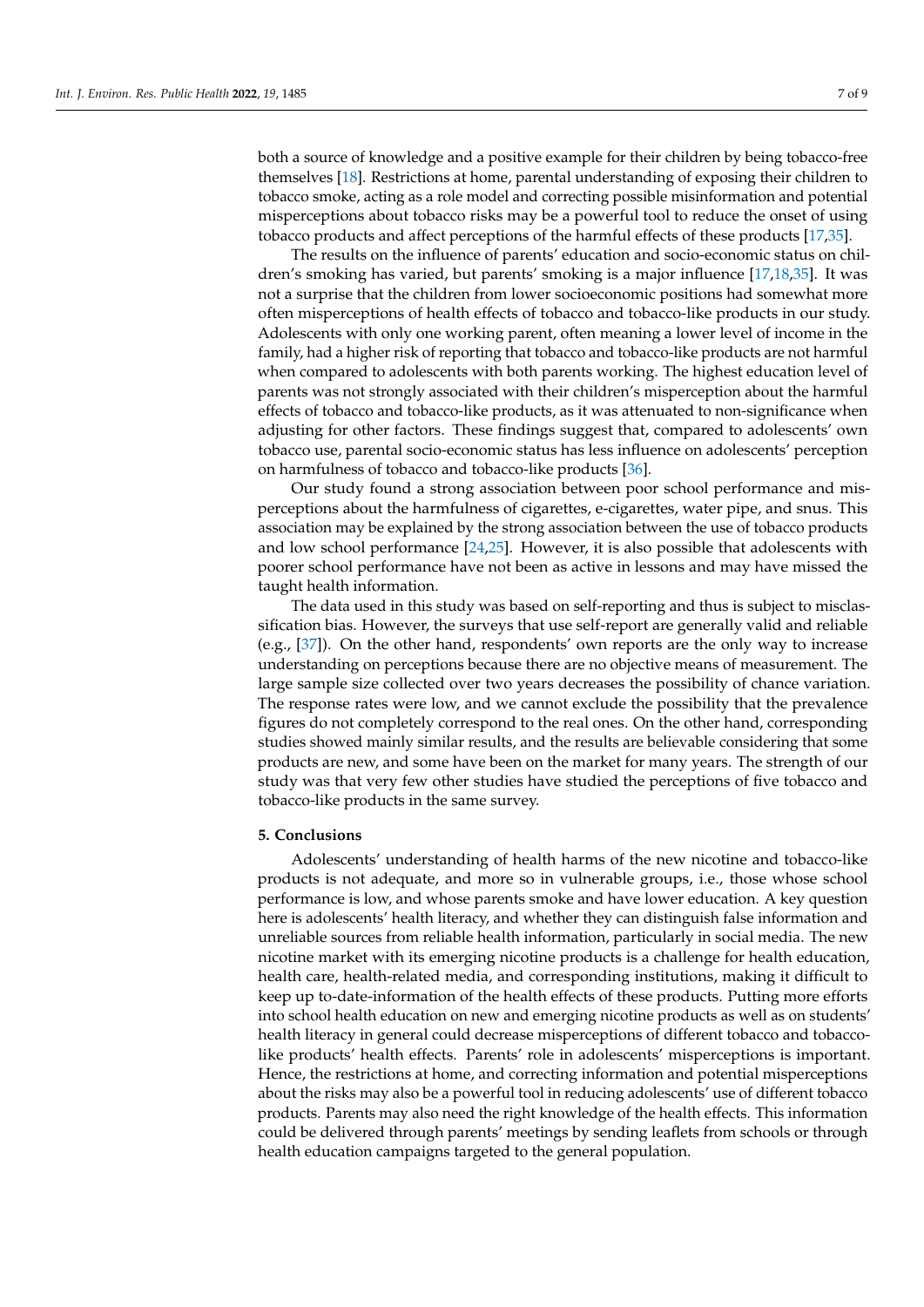both a source of knowledge and a positive example for their children by being tobacco-free themselves [18]. Restrictions at home, parental understanding of exposing their children to tobacco smoke, acting as a role model and correcting possible misinformation and potential misperceptions about tobacco risks may be a powerful tool to reduce the onset of using tobacco products and affect perceptions of the harmful effects of these products [17,35].

The results on the influence of parents' education and socio-economic status on children's smoking has varied, but parents' smoking is a major influence [17,18,35]. It was not a surprise that the children from lower socioeconomic positions had somewhat more often misperceptions of health effects of tobacco and tobacco-like products in our study. Adolescents with only one working parent, often meaning a lower level of income in the family, had a higher risk of reporting that tobacco and tobacco-like products are not harmful when compared to adolescents with both parents working. The highest education level of parents was not strongly associated with their children's misperception about the harmful effects of tobacco and tobacco-like products, as it was attenuated to non-significance when adjusting for other factors. These findings suggest that, compared to adolescents' own tobacco use, parental socio-economic status has less influence on adolescents' perception on harmfulness of tobacco and tobacco-like products [36].

Our study found a strong association between poor school performance and misperceptions about the harmfulness of cigarettes, e-cigarettes, water pipe, and snus. This association may be explained by the strong association between the use of tobacco products and low school performance [24,25]. However, it is also possible that adolescents with poorer school performance have not been as active in lessons and may have missed the taught health information.

The data used in this study was based on self-reporting and thus is subject to misclassification bias. However, the surveys that use self-report are generally valid and reliable (e.g., [37]). On the other hand, respondents' own reports are the only way to increase understanding on perceptions because there are no objective means of measurement. The large sample size collected over two years decreases the possibility of chance variation. The response rates were low, and we cannot exclude the possibility that the prevalence figures do not completely correspond to the real ones. On the other hand, corresponding studies showed mainly similar results, and the results are believable considering that some products are new, and some have been on the market for many years. The strength of our study was that very few other studies have studied the perceptions of five tobacco and tobacco-like products in the same survey.

## 5. Conclusions

Adolescents' understanding of health harms of the new nicotine and tobacco-like products is not adequate, and more so in vulnerable groups, i.e., those whose school performance is low, and whose parents smoke and have lower education. A key question here is adolescents' health literacy, and whether they can distinguish false information and unreliable sources from reliable health information, particularly in social media. The new nicotine market with its emerging nicotine products is a challenge for health education, health care, health-related media, and corresponding institutions, making it difficult to keep up to-date-information of the health effects of these products. Putting more efforts into school health education on new and emerging nicotine products as well as on students' health literacy in general could decrease misperceptions of different tobacco and tobacco-like products' health effects. Parents' role in adolescents' misperceptions is important. Hence, the restrictions at home, and correcting information and potential misperceptions about the risks may also be a powerful tool in reducing adolescents' use of different tobacco products. Parents may also need the right knowledge of the health effects. This information could be delivered through parents' meetings by sending leaflets from schools or through health education campaigns targeted to the general population.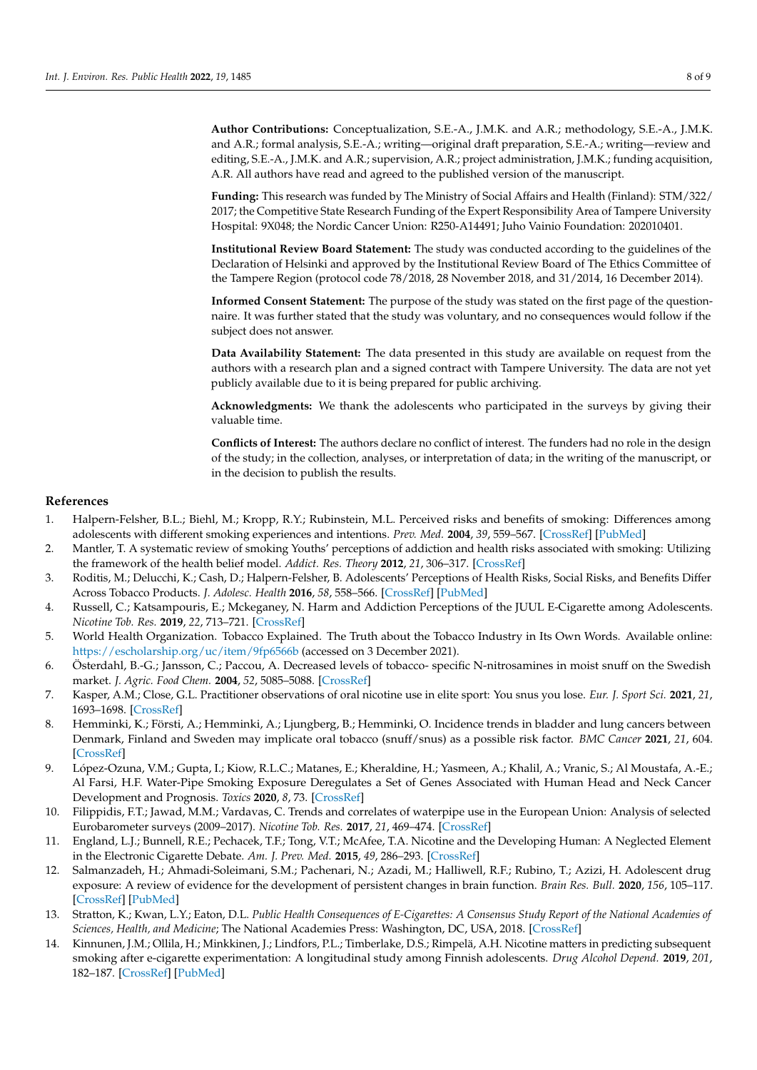**Author Contributions:** Conceptualization, S.E.-A., J.M.K. and A.R.; methodology, S.E.-A., J.M.K. and A.R.; formal analysis, S.E.-A.; writing—original draft preparation, S.E.-A.; writing—review and editing, S.E.-A., J.M.K. and A.R.; supervision, A.R.; project administration, J.M.K.; funding acquisition, A.R. All authors have read and agreed to the published version of the manuscript.

**Funding:** This research was funded by The Ministry of Social Affairs and Health (Finland): STM/322/2017; the Competitive State Research Funding of the Expert Responsibility Area of Tampere University Hospital: 9X048; the Nordic Cancer Union: R250-A14491; Juho Vainio Foundation: 202010401.

**Institutional Review Board Statement:** The study was conducted according to the guidelines of the Declaration of Helsinki and approved by the Institutional Review Board of The Ethics Committee of the Tampere Region (protocol code 78/2018, 28 November 2018, and 31/2014, 16 December 2014).

**Informed Consent Statement:** The purpose of the study was stated on the first page of the questionnaire. It was further stated that the study was voluntary, and no consequences would follow if the subject does not answer.

**Data Availability Statement:** The data presented in this study are available on request from the authors with a research plan and a signed contract with Tampere University. The data are not yet publicly available due to it is being prepared for public archiving.

**Acknowledgments:** We thank the adolescents who participated in the surveys by giving their valuable time.

**Conflicts of Interest:** The authors declare no conflict of interest. The funders had no role in the design of the study; in the collection, analyses, or interpretation of data; in the writing of the manuscript, or in the decision to publish the results.

## References

1. Halpern-Felsher, B.L.; Biehl, M.; Kropp, R.Y.; Rubinstein, M.L. Perceived risks and benefits of smoking: Differences among adolescents with different smoking experiences and intentions. *Prev. Med.* **2004**, *39*, 559–567. [CrossRef] [PubMed]
2. Mantler, T. A systematic review of smoking Youths' perceptions of addiction and health risks associated with smoking: Utilizing the framework of the health belief model. *Addict. Res. Theory* **2012**, *21*, 306–317. [CrossRef]
3. Roditis, M.; Delucchi, K.; Cash, D.; Halpern-Felsher, B. Adolescents' Perceptions of Health Risks, Social Risks, and Benefits Differ Across Tobacco Products. *J. Adolesc. Health* **2016**, *58*, 558–566. [CrossRef] [PubMed]
4. Russell, C.; Katsampouris, E.; Mckeganey, N. Harm and Addiction Perceptions of the JUUL E-Cigarette among Adolescents. *Nicotine Tob. Res.* **2019**, *22*, 713–721. [CrossRef]
5. World Health Organization. Tobacco Explained. The Truth about the Tobacco Industry in Its Own Words. Available online: https://escholarship.org/uc/item/9fp6566b (accessed on 3 December 2021).
6. Österdahl, B.-G.; Jansson, C.; Paccou, A. Decreased levels of tobacco- specific N-nitrosamines in moist snuff on the Swedish market. *J. Agric. Food Chem.* **2004**, *52*, 5085–5088. [CrossRef]
7. Kasper, A.M.; Close, G.L. Practitioner observations of oral nicotine use in elite sport: You snus you lose. *Eur. J. Sport Sci.* **2021**, *21*, 1693–1698. [CrossRef]
8. Hemminki, K.; Försti, A.; Hemminki, A.; Ljungberg, B.; Hemminki, O. Incidence trends in bladder and lung cancers between Denmark, Finland and Sweden may implicate oral tobacco (snuff/snus) as a possible risk factor. *BMC Cancer* **2021**, *21*, 604. [CrossRef]
9. López-Ozuna, V.M.; Gupta, I.; Kiow, R.L.C.; Matanes, E.; Kheraldine, H.; Yasmeen, A.; Khalil, A.; Vranic, S.; Al Moustafa, A.-E.; Al Farsi, H.F. Water-Pipe Smoking Exposure Deregulates a Set of Genes Associated with Human Head and Neck Cancer Development and Prognosis. *Toxics* **2020**, *8*, 73. [CrossRef]
10. Filippidis, F.T.; Jawad, M.M.; Vardavas, C. Trends and correlates of waterpipe use in the European Union: Analysis of selected Eurobarometer surveys (2009–2017). *Nicotine Tob. Res.* **2017**, *21*, 469–474. [CrossRef]
11. England, L.J.; Bunnell, R.E.; Pechacek, T.F.; Tong, V.T.; McAfee, T.A. Nicotine and the Developing Human: A Neglected Element in the Electronic Cigarette Debate. *Am. J. Prev. Med.* **2015**, *49*, 286–293. [CrossRef]
12. Salmanzadeh, H.; Ahmadi-Soleimani, S.M.; Pachenari, N.; Azadi, M.; Halliwell, R.F.; Rubino, T.; Azizi, H. Adolescent drug exposure: A review of evidence for the development of persistent changes in brain function. *Brain Res. Bull.* **2020**, *156*, 105–117. [CrossRef] [PubMed]
13. Stratton, K.; Kwan, L.Y.; Eaton, D.L. *Public Health Consequences of E-Cigarettes: A Consensus Study Report of the National Academies of Sciences, Health, and Medicine*; The National Academies Press: Washington, DC, USA, 2018. [CrossRef]
14. Kinnunen, J.M.; Ollila, H.; Minkkinen, J.; Lindfors, P.L.; Timberlake, D.S.; Rimpelä, A.H. Nicotine matters in predicting subsequent smoking after e-cigarette experimentation: A longitudinal study among Finnish adolescents. *Drug Alcohol Depend.* **2019**, *201*, 182–187. [CrossRef] [PubMed]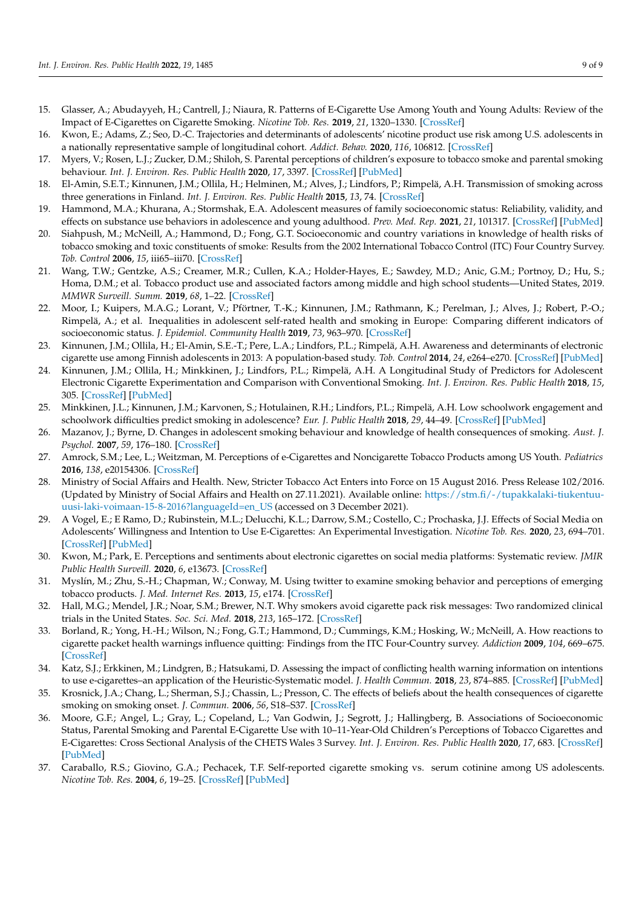15. Glasser, A.; Abudayyeh, H.; Cantrell, J.; Niaura, R. Patterns of E-Cigarette Use Among Youth and Young Adults: Review of the Impact of E-Cigarettes on Cigarette Smoking. *Nicotine Tob. Res.* **2019**, *21*, 1320–1330. [CrossRef]
16. Kwon, E.; Adams, Z.; Seo, D.-C. Trajectories and determinants of adolescents' nicotine product use risk among U.S. adolescents in a nationally representative sample of longitudinal cohort. *Addict. Behav.* **2020**, *116*, 106812. [CrossRef]
17. Myers, V.; Rosen, L.J.; Zucker, D.M.; Shiloh, S. Parental perceptions of children's exposure to tobacco smoke and parental smoking behaviour. *Int. J. Environ. Res. Public Health* **2020**, *17*, 3397. [CrossRef] [PubMed]
18. El-Amin, S.E.T.; Kinnunen, J.M.; Ollila, H.; Helminen, M.; Alves, J.; Lindfors, P.; Rimpelä, A.H. Transmission of smoking across three generations in Finland. *Int. J. Environ. Res. Public Health* **2015**, *13*, 74. [CrossRef]
19. Hammond, M.A.; Khurana, A.; Stormshak, E.A. Adolescent measures of family socioeconomic status: Reliability, validity, and effects on substance use behaviors in adolescence and young adulthood. *Prev. Med. Rep.* **2021**, *21*, 101317. [CrossRef] [PubMed]
20. Siahpush, M.; McNeill, A.; Hammond, D.; Fong, G.T. Socioeconomic and country variations in knowledge of health risks of tobacco smoking and toxic constituents of smoke: Results from the 2002 International Tobacco Control (ITC) Four Country Survey. *Tob. Control* **2006**, *15*, iii65–iii70. [CrossRef]
21. Wang, T.W.; Gentzke, A.S.; Creamer, M.R.; Cullen, K.A.; Holder-Hayes, E.; Sawdey, M.D.; Anic, G.M.; Portnoy, D.; Hu, S.; Homa, D.M.; et al. Tobacco product use and associated factors among middle and high school students—United States, 2019. *MMWR Surveill. Summ.* **2019**, *68*, 1–22. [CrossRef]
22. Moor, I.; Kuipers, M.A.G.; Lorant, V.; Pförtner, T.-K.; Kinnunen, J.M.; Rathmann, K.; Perelman, J.; Alves, J.; Robert, P.-O.; Rimpelä, A.; et al. Inequalities in adolescent self-rated health and smoking in Europe: Comparing different indicators of socioeconomic status. *J. Epidemiol. Community Health* **2019**, *73*, 963–970. [CrossRef]
23. Kinnunen, J.M.; Ollila, H.; El-Amin, S.E.-T.; Pere, L.A.; Lindfors, P.L.; Rimpelä, A.H. Awareness and determinants of electronic cigarette use among Finnish adolescents in 2013: A population-based study. *Tob. Control* **2014**, *24*, e264–e270. [CrossRef] [PubMed]
24. Kinnunen, J.M.; Ollila, H.; Minkkinen, J.; Lindfors, P.L.; Rimpelä, A.H. A Longitudinal Study of Predictors for Adolescent Electronic Cigarette Experimentation and Comparison with Conventional Smoking. *Int. J. Environ. Res. Public Health* **2018**, *15*, 305. [CrossRef] [PubMed]
25. Minkkinen, J.L.; Kinnunen, J.M.; Karvonen, S.; Hotulainen, R.H.; Lindfors, P.L.; Rimpelä, A.H. Low schoolwork engagement and schoolwork difficulties predict smoking in adolescence? *Eur. J. Public Health* **2018**, *29*, 44–49. [CrossRef] [PubMed]
26. Mazanov, J.; Byrne, D. Changes in adolescent smoking behaviour and knowledge of health consequences of smoking. *Aust. J. Psychol.* **2007**, *59*, 176–180. [CrossRef]
27. Amrock, S.M.; Lee, L.; Weitzman, M. Perceptions of e-Cigarettes and Noncigarette Tobacco Products among US Youth. *Pediatrics* **2016**, *138*, e20154306. [CrossRef]
28. Ministry of Social Affairs and Health. New, Stricter Tobacco Act Enters into Force on 15 August 2016. Press Release 102/2016. (Updated by Ministry of Social Affairs and Health on 27.11.2021). Available online: https://stm.fi/-/tupakkalaki-tiukentuu-uusi-laki-voimaan-15-8-2016?languageId=en_US (accessed on 3 December 2021).
29. A Vogel, E.; E Ramo, D.; Rubinstein, M.L.; Delucchi, K.L.; Darrow, S.M.; Costello, C.; Prochaska, J.J. Effects of Social Media on Adolescents' Willingness and Intention to Use E-Cigarettes: An Experimental Investigation. *Nicotine Tob. Res.* **2020**, *23*, 694–701. [CrossRef] [PubMed]
30. Kwon, M.; Park, E. Perceptions and sentiments about electronic cigarettes on social media platforms: Systematic review. *JMIR Public Health Surveill.* **2020**, *6*, e13673. [CrossRef]
31. Myslín, M.; Zhu, S.-H.; Chapman, W.; Conway, M. Using twitter to examine smoking behavior and perceptions of emerging tobacco products. *J. Med. Internet Res.* **2013**, *15*, e174. [CrossRef]
32. Hall, M.G.; Mendel, J.R.; Noar, S.M.; Brewer, N.T. Why smokers avoid cigarette pack risk messages: Two randomized clinical trials in the United States. *Soc. Sci. Med.* **2018**, *213*, 165–172. [CrossRef]
33. Borland, R.; Yong, H.-H.; Wilson, N.; Fong, G.T.; Hammond, D.; Cummings, K.M.; Hosking, W.; McNeill, A. How reactions to cigarette packet health warnings influence quitting: Findings from the ITC Four-Country survey. *Addiction* **2009**, *104*, 669–675. [CrossRef]
34. Katz, S.J.; Erkkinen, M.; Lindgren, B.; Hatsukami, D. Assessing the impact of conflicting health warning information on intentions to use e-cigarettes–an application of the Heuristic-Systematic model. *J. Health Commun.* **2018**, *23*, 874–885. [CrossRef] [PubMed]
35. Krosnick, J.A.; Chang, L.; Sherman, S.J.; Chassin, L.; Presson, C. The effects of beliefs about the health consequences of cigarette smoking on smoking onset. *J. Commun.* **2006**, *56*, S18–S37. [CrossRef]
36. Moore, G.F.; Angel, L.; Gray, L.; Copeland, L.; Van Godwin, J.; Segrott, J.; Hallingberg, B. Associations of Socioeconomic Status, Parental Smoking and Parental E-Cigarette Use with 10–11-Year-Old Children's Perceptions of Tobacco Cigarettes and E-Cigarettes: Cross Sectional Analysis of the CHETS Wales 3 Survey. *Int. J. Environ. Res. Public Health* **2020**, *17*, 683. [CrossRef] [PubMed]
37. Caraballo, R.S.; Giovino, G.A.; Pechacek, T.F. Self-reported cigarette smoking vs. serum cotinine among US adolescents. *Nicotine Tob. Res.* **2004**, *6*, 19–25. [CrossRef] [PubMed]